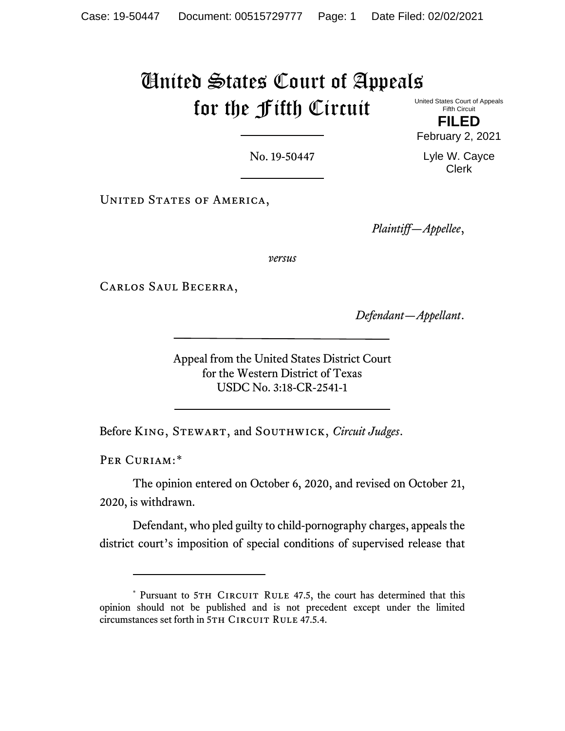# United States Court of Appeals for the Fifth Circuit

United States Court of Appeals
Fifth Circuit

**FILED**

February 2, 2021

Lyle W. Cayce
Clerk

No. 19-50447

United States of America,

*Plaintiff—Appellee*,

*versus*

Carlos Saul Becerra,

*Defendant—Appellant*.

Appeal from the United States District Court
for the Western District of Texas
USDC No. 3:18-CR-2541-1

Before King, Stewart, and Southwick, *Circuit Judges*.

Per Curiam:*

The opinion entered on October 6, 2020, and revised on October 21, 2020, is withdrawn.

Defendant, who pled guilty to child-pornography charges, appeals the district court's imposition of special conditions of supervised release that

* Pursuant to 5th Circuit Rule 47.5, the court has determined that this opinion should not be published and is not precedent except under the limited circumstances set forth in 5th Circuit Rule 47.5.4.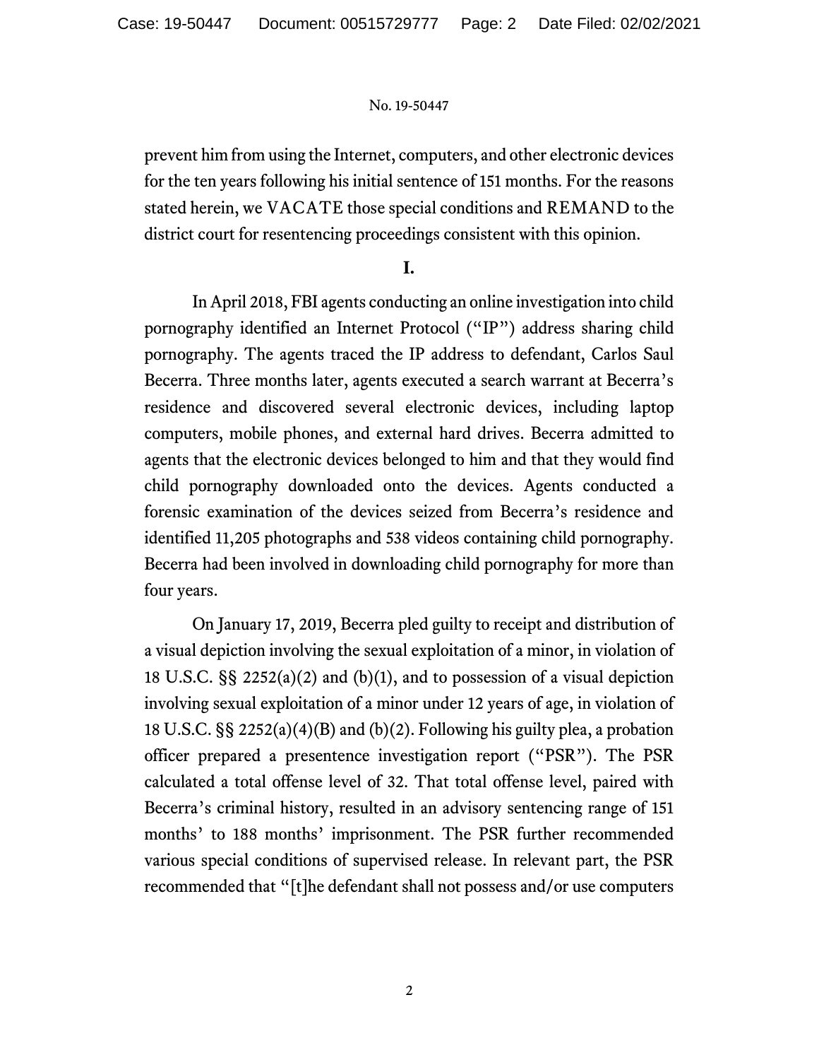prevent him from using the Internet, computers, and other electronic devices for the ten years following his initial sentence of 151 months. For the reasons stated herein, we VACATE those special conditions and REMAND to the district court for resentencing proceedings consistent with this opinion.

**I.**

In April 2018, FBI agents conducting an online investigation into child pornography identified an Internet Protocol ("IP") address sharing child pornography. The agents traced the IP address to defendant, Carlos Saul Becerra. Three months later, agents executed a search warrant at Becerra's residence and discovered several electronic devices, including laptop computers, mobile phones, and external hard drives. Becerra admitted to agents that the electronic devices belonged to him and that they would find child pornography downloaded onto the devices. Agents conducted a forensic examination of the devices seized from Becerra's residence and identified 11,205 photographs and 538 videos containing child pornography. Becerra had been involved in downloading child pornography for more than four years.

On January 17, 2019, Becerra pled guilty to receipt and distribution of a visual depiction involving the sexual exploitation of a minor, in violation of 18 U.S.C. §§ 2252(a)(2) and (b)(1), and to possession of a visual depiction involving sexual exploitation of a minor under 12 years of age, in violation of 18 U.S.C. §§ 2252(a)(4)(B) and (b)(2). Following his guilty plea, a probation officer prepared a presentence investigation report ("PSR"). The PSR calculated a total offense level of 32. That total offense level, paired with Becerra's criminal history, resulted in an advisory sentencing range of 151 months' to 188 months' imprisonment. The PSR further recommended various special conditions of supervised release. In relevant part, the PSR recommended that "[t]he defendant shall not possess and/or use computers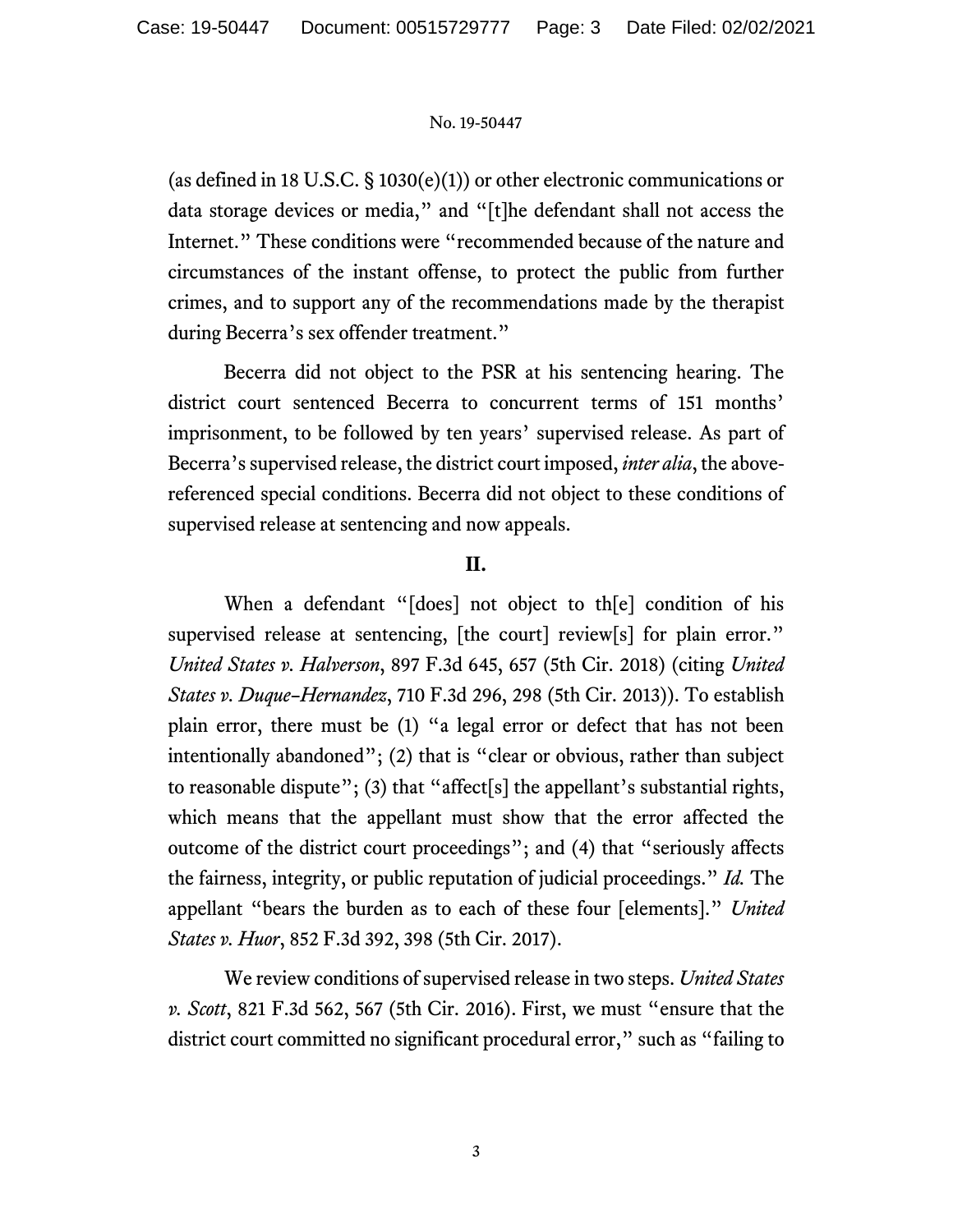(as defined in 18 U.S.C. § 1030(e)(1)) or other electronic communications or data storage devices or media," and "[t]he defendant shall not access the Internet." These conditions were "recommended because of the nature and circumstances of the instant offense, to protect the public from further crimes, and to support any of the recommendations made by the therapist during Becerra's sex offender treatment."

Becerra did not object to the PSR at his sentencing hearing. The district court sentenced Becerra to concurrent terms of 151 months' imprisonment, to be followed by ten years' supervised release. As part of Becerra's supervised release, the district court imposed, *inter alia*, the above-referenced special conditions. Becerra did not object to these conditions of supervised release at sentencing and now appeals.

## II.

When a defendant "[does] not object to th[e] condition of his supervised release at sentencing, [the court] review[s] for plain error." *United States v. Halverson*, 897 F.3d 645, 657 (5th Cir. 2018) (citing *United States v. Duque–Hernandez*, 710 F.3d 296, 298 (5th Cir. 2013)). To establish plain error, there must be (1) "a legal error or defect that has not been intentionally abandoned"; (2) that is "clear or obvious, rather than subject to reasonable dispute"; (3) that "affect[s] the appellant's substantial rights, which means that the appellant must show that the error affected the outcome of the district court proceedings"; and (4) that "seriously affects the fairness, integrity, or public reputation of judicial proceedings." *Id.* The appellant "bears the burden as to each of these four [elements]." *United States v. Huor*, 852 F.3d 392, 398 (5th Cir. 2017).

We review conditions of supervised release in two steps. *United States v. Scott*, 821 F.3d 562, 567 (5th Cir. 2016). First, we must "ensure that the district court committed no significant procedural error," such as "failing to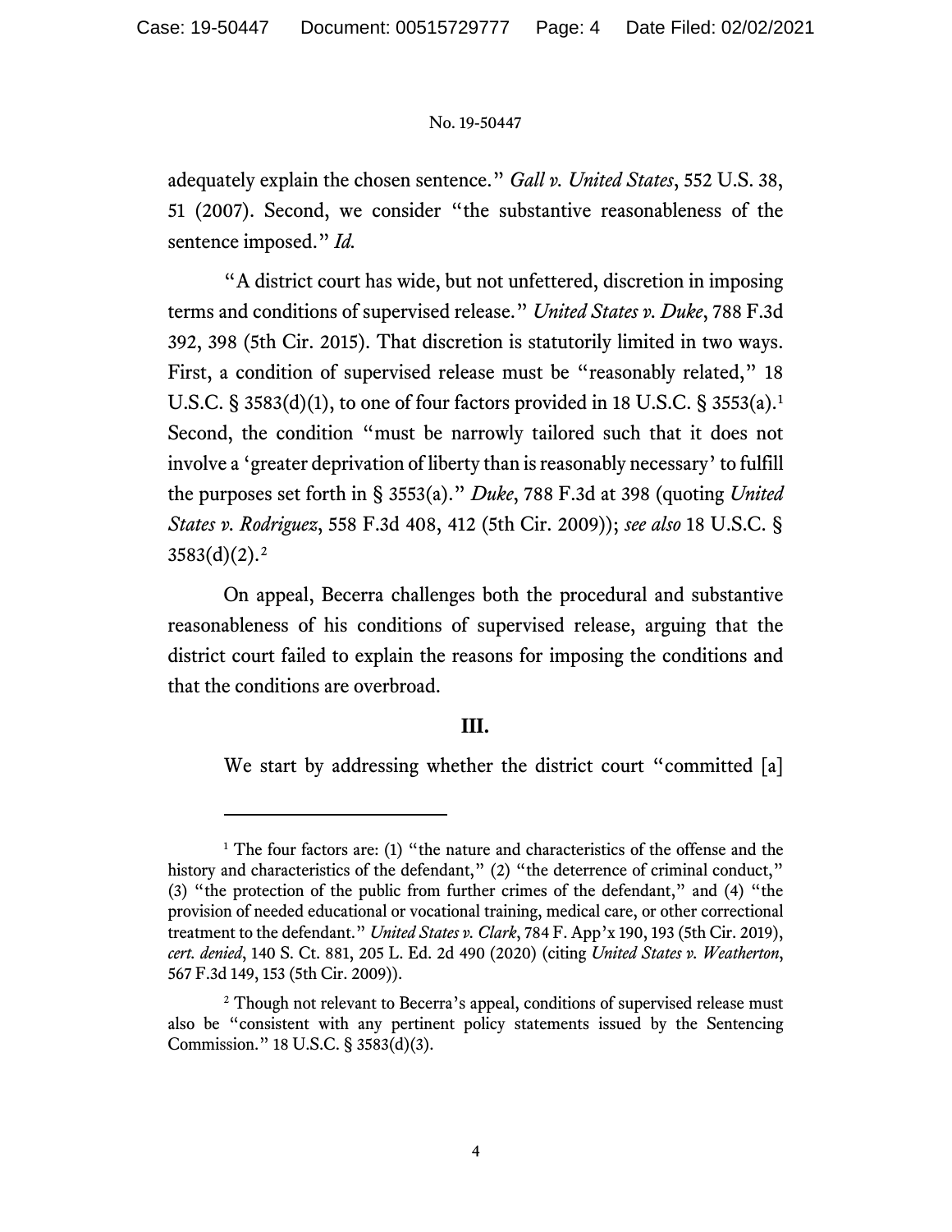adequately explain the chosen sentence." *Gall v. United States*, 552 U.S. 38, 51 (2007). Second, we consider "the substantive reasonableness of the sentence imposed." *Id.*

"A district court has wide, but not unfettered, discretion in imposing terms and conditions of supervised release." *United States v. Duke*, 788 F.3d 392, 398 (5th Cir. 2015). That discretion is statutorily limited in two ways. First, a condition of supervised release must be "reasonably related," 18 U.S.C. § 3583(d)(1), to one of four factors provided in 18 U.S.C. § 3553(a).[1] Second, the condition "must be narrowly tailored such that it does not involve a 'greater deprivation of liberty than is reasonably necessary' to fulfill the purposes set forth in § 3553(a)." *Duke*, 788 F.3d at 398 (quoting *United States v. Rodriguez*, 558 F.3d 408, 412 (5th Cir. 2009)); *see also* 18 U.S.C. § 3583(d)(2).[2]

On appeal, Becerra challenges both the procedural and substantive reasonableness of his conditions of supervised release, arguing that the district court failed to explain the reasons for imposing the conditions and that the conditions are overbroad.

### III.

We start by addressing whether the district court "committed [a]

---

[1] The four factors are: (1) "the nature and characteristics of the offense and the history and characteristics of the defendant," (2) "the deterrence of criminal conduct," (3) "the protection of the public from further crimes of the defendant," and (4) "the provision of needed educational or vocational training, medical care, or other correctional treatment to the defendant." *United States v. Clark*, 784 F. App'x 190, 193 (5th Cir. 2019), *cert. denied*, 140 S. Ct. 881, 205 L. Ed. 2d 490 (2020) (citing *United States v. Weatherton*, 567 F.3d 149, 153 (5th Cir. 2009)).

[2] Though not relevant to Becerra's appeal, conditions of supervised release must also be "consistent with any pertinent policy statements issued by the Sentencing Commission." 18 U.S.C. § 3583(d)(3).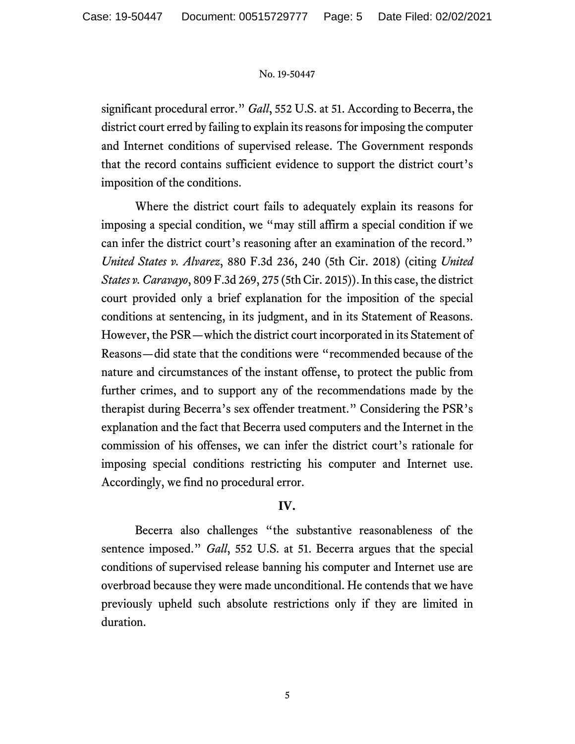significant procedural error." *Gall*, 552 U.S. at 51. According to Becerra, the district court erred by failing to explain its reasons for imposing the computer and Internet conditions of supervised release. The Government responds that the record contains sufficient evidence to support the district court's imposition of the conditions.

Where the district court fails to adequately explain its reasons for imposing a special condition, we "may still affirm a special condition if we can infer the district court's reasoning after an examination of the record." *United States v. Alvarez*, 880 F.3d 236, 240 (5th Cir. 2018) (citing *United States v. Caravayo*, 809 F.3d 269, 275 (5th Cir. 2015)). In this case, the district court provided only a brief explanation for the imposition of the special conditions at sentencing, in its judgment, and in its Statement of Reasons. However, the PSR—which the district court incorporated in its Statement of Reasons—did state that the conditions were "recommended because of the nature and circumstances of the instant offense, to protect the public from further crimes, and to support any of the recommendations made by the therapist during Becerra's sex offender treatment." Considering the PSR's explanation and the fact that Becerra used computers and the Internet in the commission of his offenses, we can infer the district court's rationale for imposing special conditions restricting his computer and Internet use. Accordingly, we find no procedural error.

## IV.

Becerra also challenges "the substantive reasonableness of the sentence imposed." *Gall*, 552 U.S. at 51. Becerra argues that the special conditions of supervised release banning his computer and Internet use are overbroad because they were made unconditional. He contends that we have previously upheld such absolute restrictions only if they are limited in duration.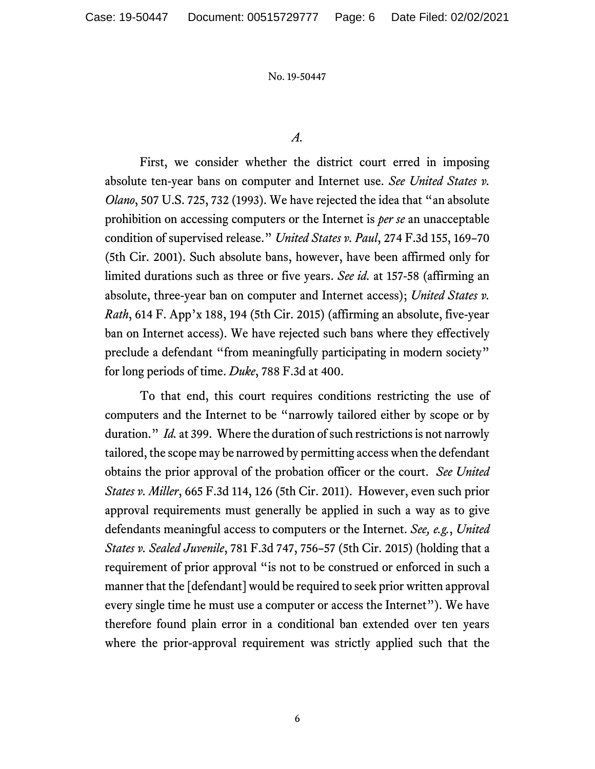*A.*

First, we consider whether the district court erred in imposing absolute ten-year bans on computer and Internet use. *See United States v. Olano*, 507 U.S. 725, 732 (1993). We have rejected the idea that "an absolute prohibition on accessing computers or the Internet is *per se* an unacceptable condition of supervised release." *United States v. Paul*, 274 F.3d 155, 169–70 (5th Cir. 2001). Such absolute bans, however, have been affirmed only for limited durations such as three or five years. *See id.* at 157-58 (affirming an absolute, three-year ban on computer and Internet access); *United States v. Rath*, 614 F. App'x 188, 194 (5th Cir. 2015) (affirming an absolute, five-year ban on Internet access). We have rejected such bans where they effectively preclude a defendant "from meaningfully participating in modern society" for long periods of time. *Duke*, 788 F.3d at 400.

To that end, this court requires conditions restricting the use of computers and the Internet to be "narrowly tailored either by scope or by duration." *Id.* at 399. Where the duration of such restrictions is not narrowly tailored, the scope may be narrowed by permitting access when the defendant obtains the prior approval of the probation officer or the court. *See United States v. Miller*, 665 F.3d 114, 126 (5th Cir. 2011). However, even such prior approval requirements must generally be applied in such a way as to give defendants meaningful access to computers or the Internet. *See, e.g.*, *United States v. Sealed Juvenile*, 781 F.3d 747, 756–57 (5th Cir. 2015) (holding that a requirement of prior approval "is not to be construed or enforced in such a manner that the [defendant] would be required to seek prior written approval every single time he must use a computer or access the Internet"). We have therefore found plain error in a conditional ban extended over ten years where the prior-approval requirement was strictly applied such that the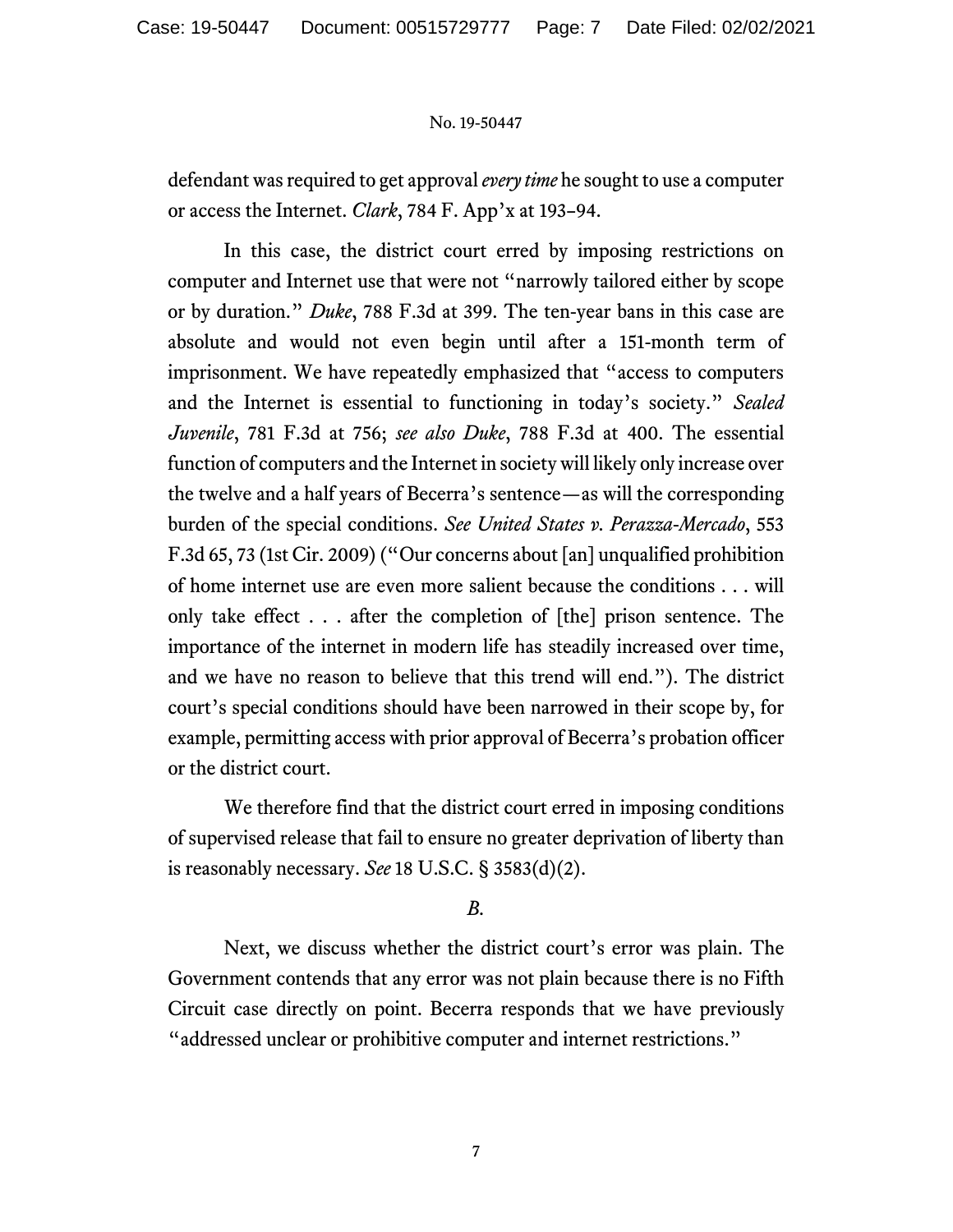defendant was required to get approval *every time* he sought to use a computer or access the Internet. *Clark*, 784 F. App'x at 193–94.

In this case, the district court erred by imposing restrictions on computer and Internet use that were not "narrowly tailored either by scope or by duration." *Duke*, 788 F.3d at 399. The ten-year bans in this case are absolute and would not even begin until after a 151-month term of imprisonment. We have repeatedly emphasized that "access to computers and the Internet is essential to functioning in today's society." *Sealed Juvenile*, 781 F.3d at 756; *see also Duke*, 788 F.3d at 400. The essential function of computers and the Internet in society will likely only increase over the twelve and a half years of Becerra's sentence—as will the corresponding burden of the special conditions. *See United States v. Perazza-Mercado*, 553 F.3d 65, 73 (1st Cir. 2009) ("Our concerns about [an] unqualified prohibition of home internet use are even more salient because the conditions . . . will only take effect . . . after the completion of [the] prison sentence. The importance of the internet in modern life has steadily increased over time, and we have no reason to believe that this trend will end."). The district court's special conditions should have been narrowed in their scope by, for example, permitting access with prior approval of Becerra's probation officer or the district court.

We therefore find that the district court erred in imposing conditions of supervised release that fail to ensure no greater deprivation of liberty than is reasonably necessary. *See* 18 U.S.C. § 3583(d)(2).

*B.*

Next, we discuss whether the district court's error was plain. The Government contends that any error was not plain because there is no Fifth Circuit case directly on point. Becerra responds that we have previously "addressed unclear or prohibitive computer and internet restrictions."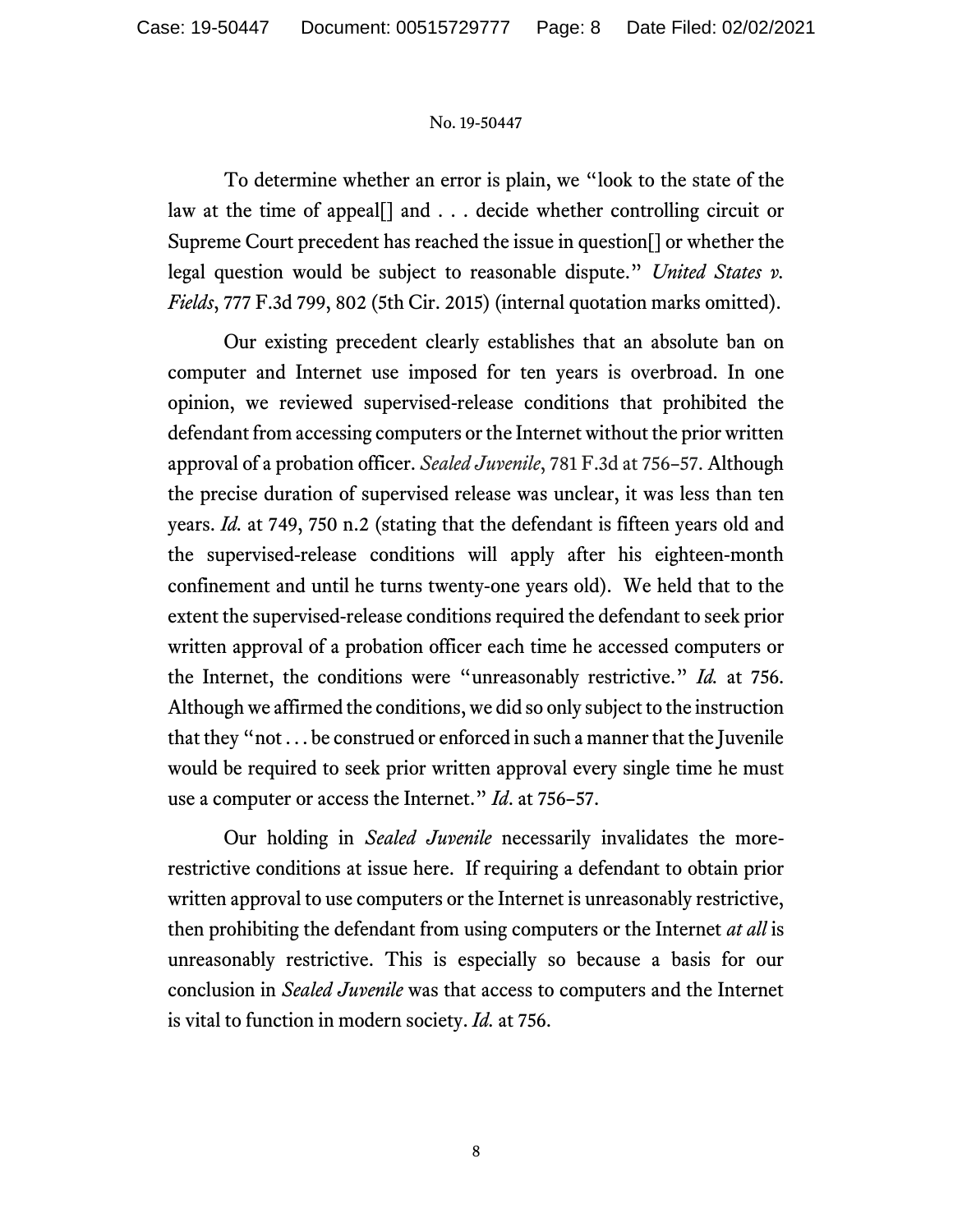To determine whether an error is plain, we "look to the state of the law at the time of appeal[] and . . . decide whether controlling circuit or Supreme Court precedent has reached the issue in question[] or whether the legal question would be subject to reasonable dispute." *United States v. Fields*, 777 F.3d 799, 802 (5th Cir. 2015) (internal quotation marks omitted).

Our existing precedent clearly establishes that an absolute ban on computer and Internet use imposed for ten years is overbroad. In one opinion, we reviewed supervised-release conditions that prohibited the defendant from accessing computers or the Internet without the prior written approval of a probation officer. *Sealed Juvenile*, 781 F.3d at 756–57. Although the precise duration of supervised release was unclear, it was less than ten years. *Id.* at 749, 750 n.2 (stating that the defendant is fifteen years old and the supervised-release conditions will apply after his eighteen-month confinement and until he turns twenty-one years old). We held that to the extent the supervised-release conditions required the defendant to seek prior written approval of a probation officer each time he accessed computers or the Internet, the conditions were "unreasonably restrictive." *Id.* at 756. Although we affirmed the conditions, we did so only subject to the instruction that they "not . . . be construed or enforced in such a manner that the Juvenile would be required to seek prior written approval every single time he must use a computer or access the Internet." *Id*. at 756–57.

Our holding in *Sealed Juvenile* necessarily invalidates the more-restrictive conditions at issue here. If requiring a defendant to obtain prior written approval to use computers or the Internet is unreasonably restrictive, then prohibiting the defendant from using computers or the Internet *at all* is unreasonably restrictive. This is especially so because a basis for our conclusion in *Sealed Juvenile* was that access to computers and the Internet is vital to function in modern society. *Id.* at 756.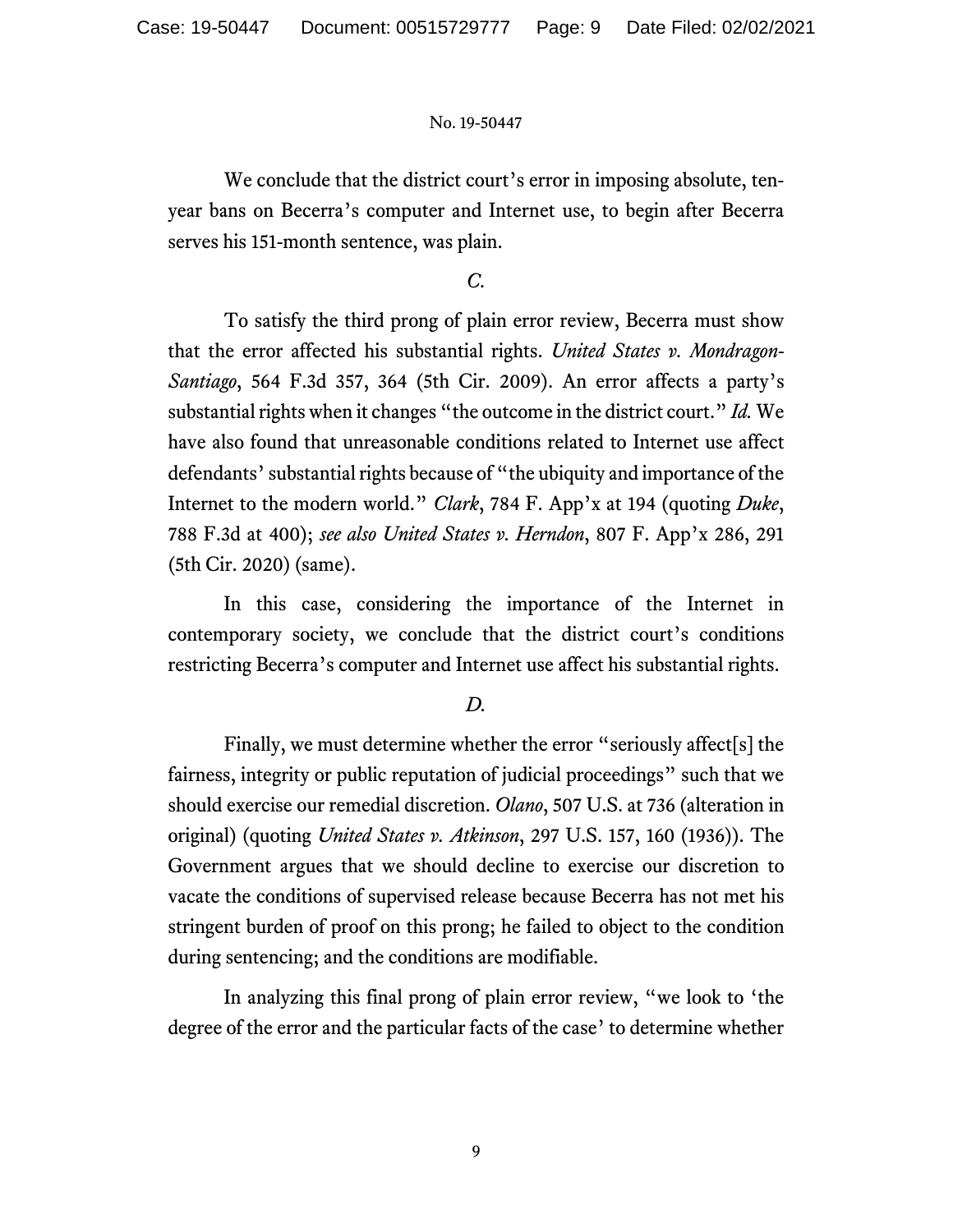We conclude that the district court's error in imposing absolute, ten-year bans on Becerra's computer and Internet use, to begin after Becerra serves his 151-month sentence, was plain.

*C.*

To satisfy the third prong of plain error review, Becerra must show that the error affected his substantial rights. *United States v. Mondragon-Santiago*, 564 F.3d 357, 364 (5th Cir. 2009). An error affects a party's substantial rights when it changes "the outcome in the district court." *Id.* We have also found that unreasonable conditions related to Internet use affect defendants' substantial rights because of "the ubiquity and importance of the Internet to the modern world." *Clark*, 784 F. App'x at 194 (quoting *Duke*, 788 F.3d at 400); *see also United States v. Herndon*, 807 F. App'x 286, 291 (5th Cir. 2020) (same).

In this case, considering the importance of the Internet in contemporary society, we conclude that the district court's conditions restricting Becerra's computer and Internet use affect his substantial rights.

*D.*

Finally, we must determine whether the error "seriously affect[s] the fairness, integrity or public reputation of judicial proceedings" such that we should exercise our remedial discretion. *Olano*, 507 U.S. at 736 (alteration in original) (quoting *United States v. Atkinson*, 297 U.S. 157, 160 (1936)). The Government argues that we should decline to exercise our discretion to vacate the conditions of supervised release because Becerra has not met his stringent burden of proof on this prong; he failed to object to the condition during sentencing; and the conditions are modifiable.

In analyzing this final prong of plain error review, "we look to 'the degree of the error and the particular facts of the case' to determine whether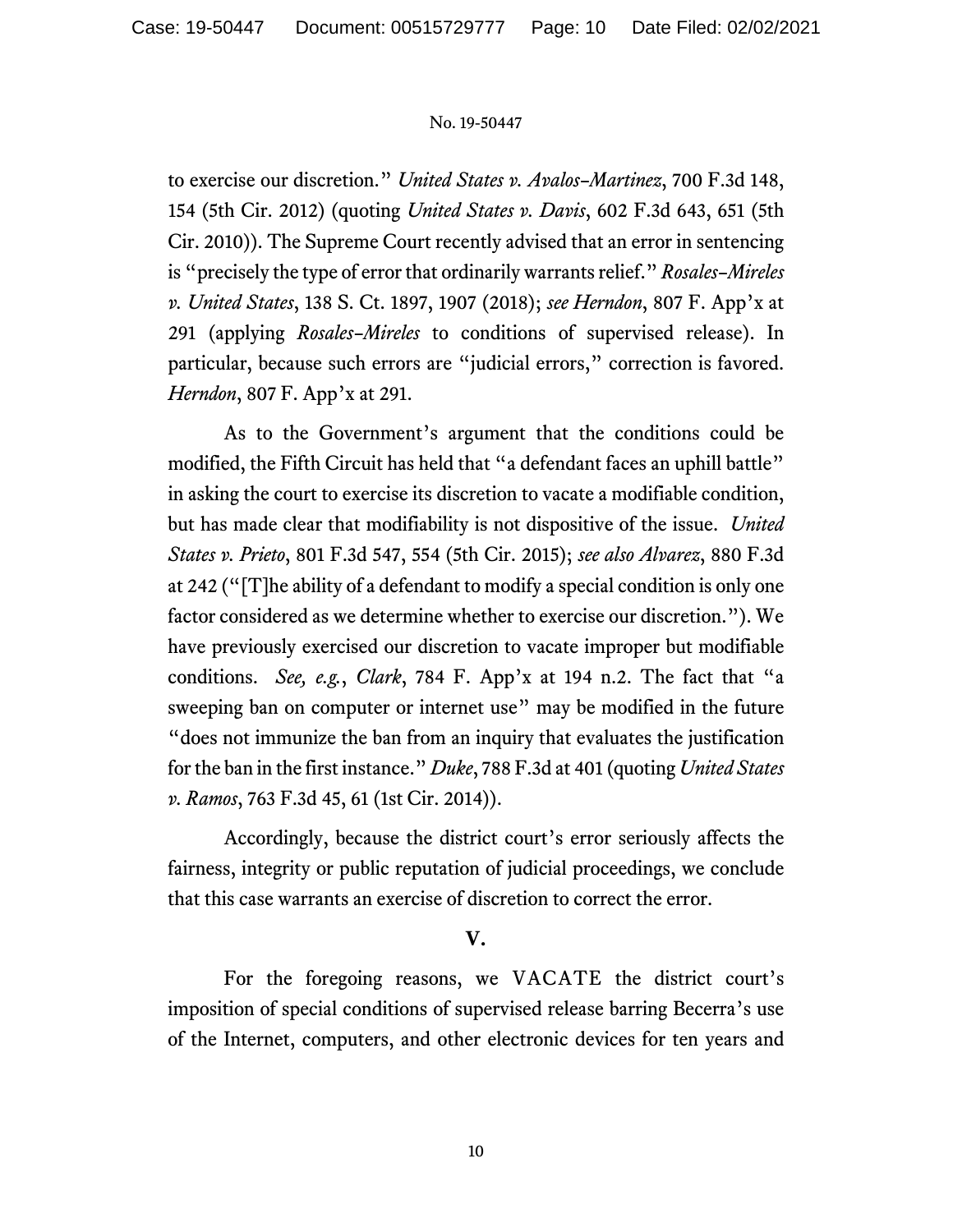to exercise our discretion." *United States v. Avalos-Martinez*, 700 F.3d 148, 154 (5th Cir. 2012) (quoting *United States v. Davis*, 602 F.3d 643, 651 (5th Cir. 2010)). The Supreme Court recently advised that an error in sentencing is "precisely the type of error that ordinarily warrants relief." *Rosales-Mireles v. United States*, 138 S. Ct. 1897, 1907 (2018); *see Herndon*, 807 F. App'x at 291 (applying *Rosales-Mireles* to conditions of supervised release). In particular, because such errors are "judicial errors," correction is favored. *Herndon*, 807 F. App'x at 291.

As to the Government's argument that the conditions could be modified, the Fifth Circuit has held that "a defendant faces an uphill battle" in asking the court to exercise its discretion to vacate a modifiable condition, but has made clear that modifiability is not dispositive of the issue. *United States v. Prieto*, 801 F.3d 547, 554 (5th Cir. 2015); *see also Alvarez*, 880 F.3d at 242 ("[T]he ability of a defendant to modify a special condition is only one factor considered as we determine whether to exercise our discretion."). We have previously exercised our discretion to vacate improper but modifiable conditions. *See, e.g.*, *Clark*, 784 F. App'x at 194 n.2. The fact that "a sweeping ban on computer or internet use" may be modified in the future "does not immunize the ban from an inquiry that evaluates the justification for the ban in the first instance." *Duke*, 788 F.3d at 401 (quoting *United States v. Ramos*, 763 F.3d 45, 61 (1st Cir. 2014)).

Accordingly, because the district court's error seriously affects the fairness, integrity or public reputation of judicial proceedings, we conclude that this case warrants an exercise of discretion to correct the error.

## V.

For the foregoing reasons, we VACATE the district court's imposition of special conditions of supervised release barring Becerra's use of the Internet, computers, and other electronic devices for ten years and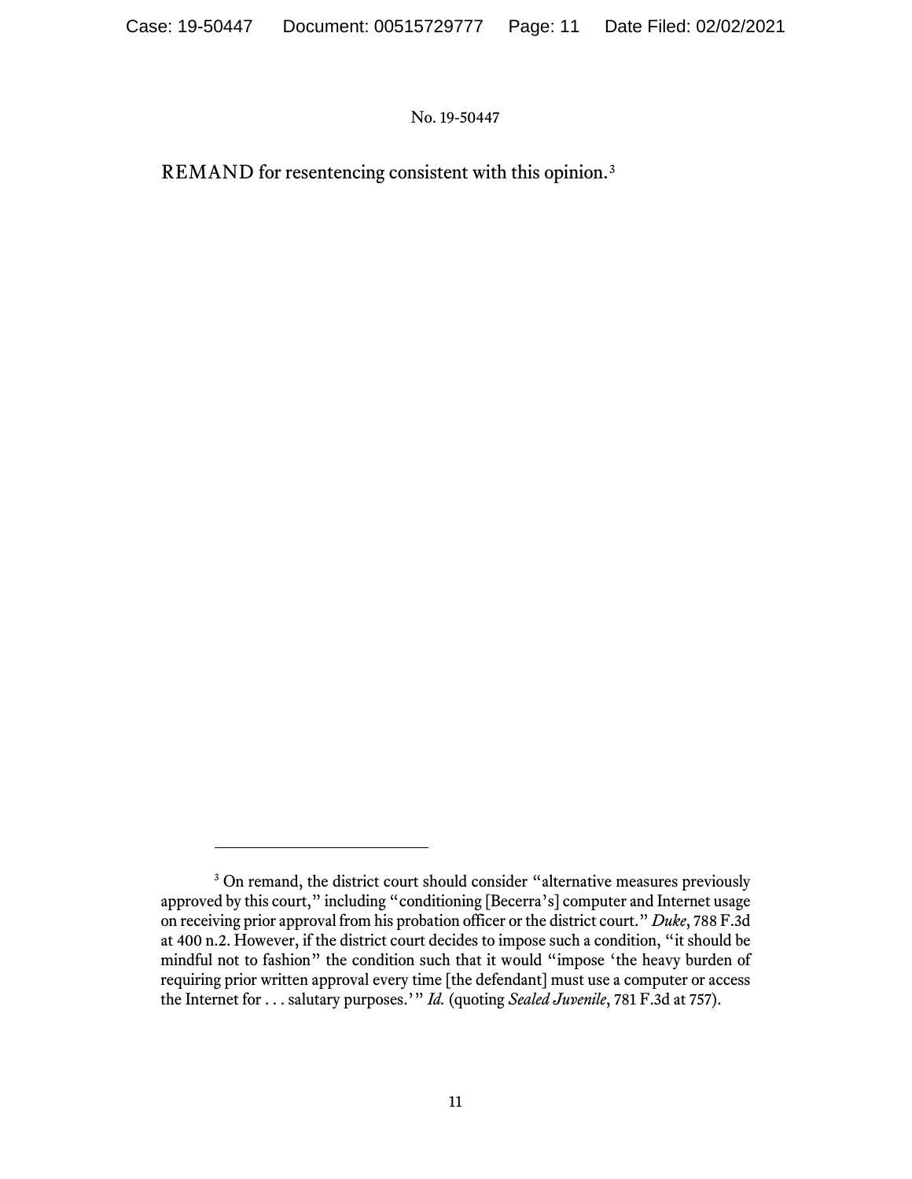REMAND for resentencing consistent with this opinion.[3]

---

[3] On remand, the district court should consider "alternative measures previously approved by this court," including "conditioning [Becerra's] computer and Internet usage on receiving prior approval from his probation officer or the district court." *Duke*, 788 F.3d at 400 n.2. However, if the district court decides to impose such a condition, "it should be mindful not to fashion" the condition such that it would "impose 'the heavy burden of requiring prior written approval every time [the defendant] must use a computer or access the Internet for . . . salutary purposes.'" *Id.* (quoting *Sealed Juvenile*, 781 F.3d at 757).